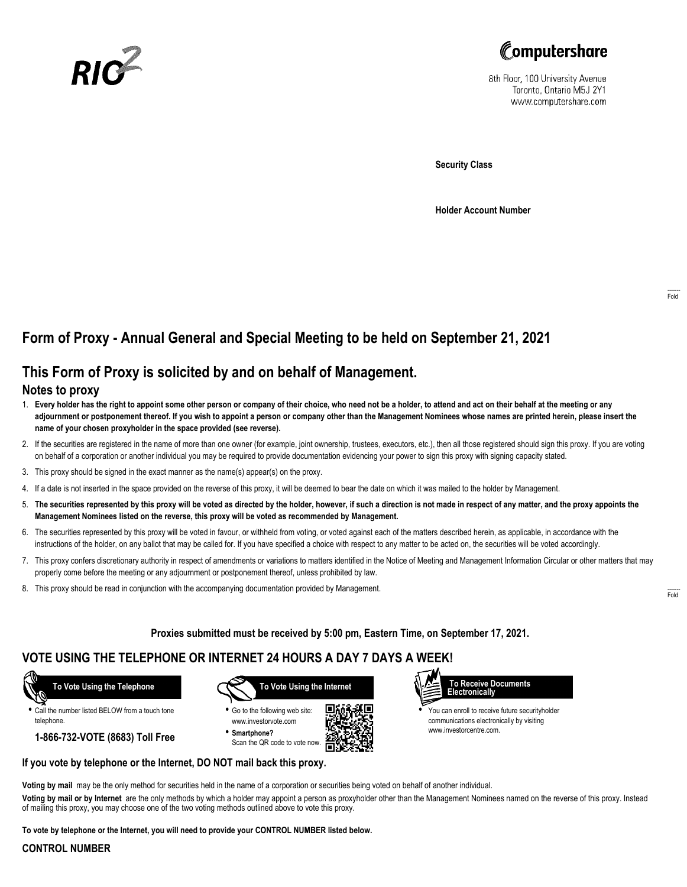RIO²

Computershare

8th Floor, 100 University Avenue
Toronto, Ontario M5J 2Y1
www.computershare.com

**Security Class**

**Holder Account Number**

Fold

# Form of Proxy - Annual General and Special Meeting to be held on September 21, 2021

## This Form of Proxy is solicited by and on behalf of Management.

### Notes to proxy

1. **Every holder has the right to appoint some other person or company of their choice, who need not be a holder, to attend and act on their behalf at the meeting or any adjournment or postponement thereof. If you wish to appoint a person or company other than the Management Nominees whose names are printed herein, please insert the name of your chosen proxyholder in the space provided (see reverse).**
2. If the securities are registered in the name of more than one owner (for example, joint ownership, trustees, executors, etc.), then all those registered should sign this proxy. If you are voting on behalf of a corporation or another individual you may be required to provide documentation evidencing your power to sign this proxy with signing capacity stated.
3. This proxy should be signed in the exact manner as the name(s) appear(s) on the proxy.
4. If a date is not inserted in the space provided on the reverse of this proxy, it will be deemed to bear the date on which it was mailed to the holder by Management.
5. **The securities represented by this proxy will be voted as directed by the holder, however, if such a direction is not made in respect of any matter, and the proxy appoints the Management Nominees listed on the reverse, this proxy will be voted as recommended by Management.**
6. The securities represented by this proxy will be voted in favour, or withheld from voting, or voted against each of the matters described herein, as applicable, in accordance with the instructions of the holder, on any ballot that may be called for. If you have specified a choice with respect to any matter to be acted on, the securities will be voted accordingly.
7. This proxy confers discretionary authority in respect of amendments or variations to matters identified in the Notice of Meeting and Management Information Circular or other matters that may properly come before the meeting or any adjournment or postponement thereof, unless prohibited by law.
8. This proxy should be read in conjunction with the accompanying documentation provided by Management.

Fold

**Proxies submitted must be received by 5:00 pm, Eastern Time, on September 17, 2021.**

## VOTE USING THE TELEPHONE OR INTERNET 24 HOURS A DAY 7 DAYS A WEEK!

**To Vote Using the Telephone**

- Call the number listed BELOW from a touch tone telephone.

**1-866-732-VOTE (8683) Toll Free**

**To Vote Using the Internet**

- Go to the following web site: www.investorvote.com
- **Smartphone?** Scan the QR code to vote now.

**To Receive Documents Electronically**

- You can enroll to receive future securityholder communications electronically by visiting www.investorcentre.com.

**If you vote by telephone or the Internet, DO NOT mail back this proxy.**

**Voting by mail** may be the only method for securities held in the name of a corporation or securities being voted on behalf of another individual.

**Voting by mail or by Internet** are the only methods by which a holder may appoint a person as proxyholder other than the Management Nominees named on the reverse of this proxy. Instead of mailing this proxy, you may choose one of the two voting methods outlined above to vote this proxy.

**To vote by telephone or the Internet, you will need to provide your CONTROL NUMBER listed below.**

**CONTROL NUMBER**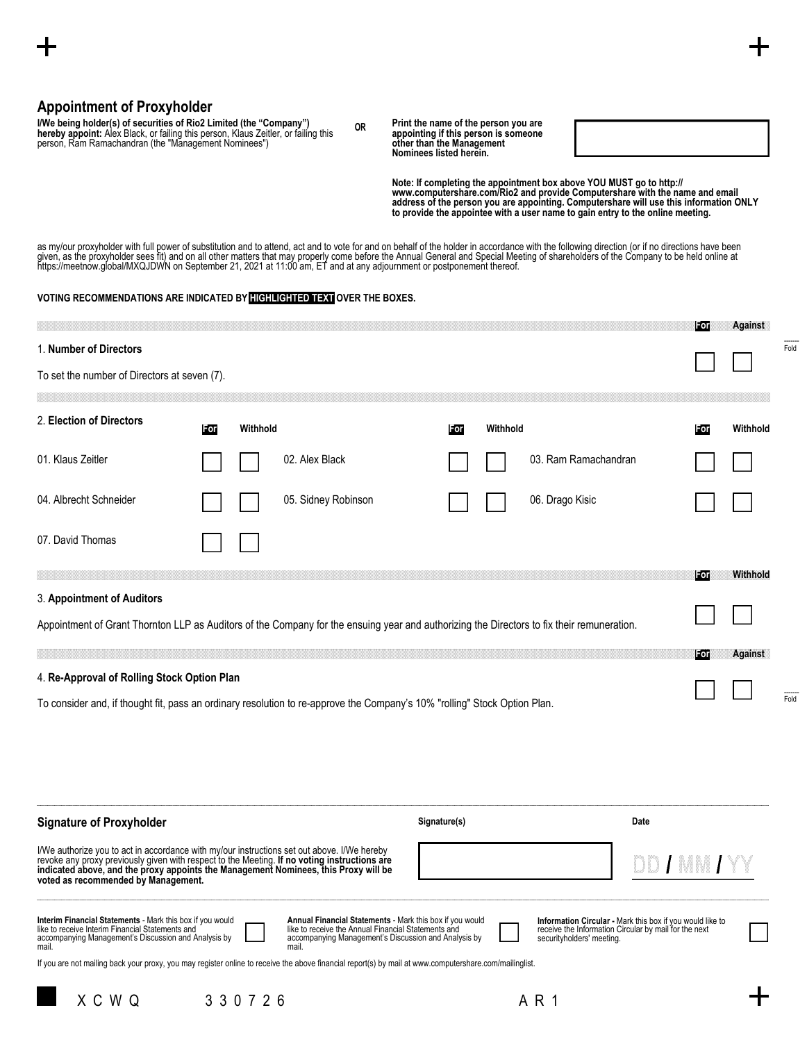## Appointment of Proxyholder

**I/We being holder(s) of securities of Rio2 Limited (the "Company") hereby appoint:** Alex Black, or failing this person, Klaus Zeitler, or failing this person, Ram Ramachandran (the "Management Nominees")

**OR**

**Print the name of the person you are appointing if this person is someone other than the Management Nominees listed herein.**

**Note: If completing the appointment box above YOU MUST go to http://www.computershare.com/Rio2 and provide Computershare with the name and email address of the person you are appointing. Computershare will use this information ONLY to provide the appointee with a user name to gain entry to the online meeting.**

as my/our proxyholder with full power of substitution and to attend, act and to vote for and on behalf of the holder in accordance with the following direction (or if no directions have been given, as the proxyholder sees fit) and on all other matters that may properly come before the Annual General and Special Meeting of shareholders of the Company to be held online at https://meetnow.global/MXQJDWN on September 21, 2021 at 11:00 am, ET and at any adjournment or postponement thereof.

**VOTING RECOMMENDATIONS ARE INDICATED BY HIGHLIGHTED TEXT OVER THE BOXES.**

### 1. Number of Directors

To set the number of Directors at seven (7).

| For | Against |
|---|---|
| ☐ | ☐ |

### 2. Election of Directors

| Nominee | For | Withhold | Nominee | For | Withhold | Nominee | For | Withhold |
|---|---|---|---|---|---|---|---|---|
| 01. Klaus Zeitler | ☐ | ☐ | 02. Alex Black | ☐ | ☐ | 03. Ram Ramachandran | ☐ | ☐ |
| 04. Albrecht Schneider | ☐ | ☐ | 05. Sidney Robinson | ☐ | ☐ | 06. Drago Kisic | ☐ | ☐ |
| 07. David Thomas | ☐ | ☐ | | | | | | |

### 3. Appointment of Auditors

Appointment of Grant Thornton LLP as Auditors of the Company for the ensuing year and authorizing the Directors to fix their remuneration.

| For | Withhold |
|---|---|
| ☐ | ☐ |

### 4. Re-Approval of Rolling Stock Option Plan

To consider and, if thought fit, pass an ordinary resolution to re-approve the Company's 10% "rolling" Stock Option Plan.

| For | Against |
|---|---|
| ☐ | ☐ |

## Signature of Proxyholder

I/We authorize you to act in accordance with my/our instructions set out above. I/We hereby revoke any proxy previously given with respect to the Meeting. **If no voting instructions are indicated above, and the proxy appoints the Management Nominees, this Proxy will be voted as recommended by Management.**

Signature(s)

Date

DD / MM / YY

**Interim Financial Statements** - Mark this box if you would like to receive Interim Financial Statements and accompanying Management's Discussion and Analysis by mail. ☐

**Annual Financial Statements** - Mark this box if you would like to receive the Annual Financial Statements and accompanying Management's Discussion and Analysis by mail. ☐

**Information Circular** - Mark this box if you would like to receive the Information Circular by mail for the next securityholders' meeting. ☐

If you are not mailing back your proxy, you may register online to receive the above financial report(s) by mail at www.computershare.com/mailinglist.

X C W Q 3 3 0 7 2 6 A R 1